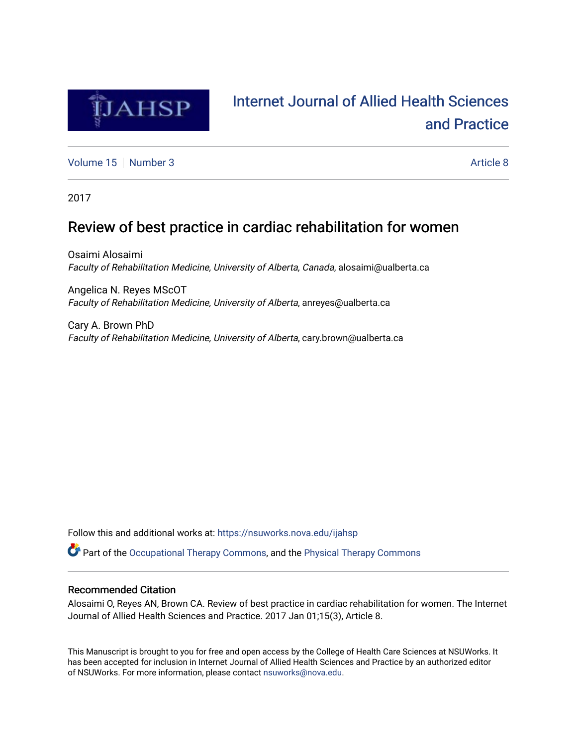# Internet Journal of Allied Health Sciences and Practice

Volume 15 | Number 3 | Article 8

2017

## Review of best practice in cardiac rehabilitation for women

Osaimi Alosaimi
*Faculty of Rehabilitation Medicine, University of Alberta, Canada*, alosaimi@ualberta.ca

Angelica N. Reyes MScOT
*Faculty of Rehabilitation Medicine, University of Alberta*, anreyes@ualberta.ca

Cary A. Brown PhD
*Faculty of Rehabilitation Medicine, University of Alberta*, cary.brown@ualberta.ca

Follow this and additional works at: https://nsuworks.nova.edu/ijahsp

Part of the Occupational Therapy Commons, and the Physical Therapy Commons

### Recommended Citation

Alosaimi O, Reyes AN, Brown CA. Review of best practice in cardiac rehabilitation for women. The Internet Journal of Allied Health Sciences and Practice. 2017 Jan 01;15(3), Article 8.

This Manuscript is brought to you for free and open access by the College of Health Care Sciences at NSUWorks. It has been accepted for inclusion in Internet Journal of Allied Health Sciences and Practice by an authorized editor of NSUWorks. For more information, please contact nsuworks@nova.edu.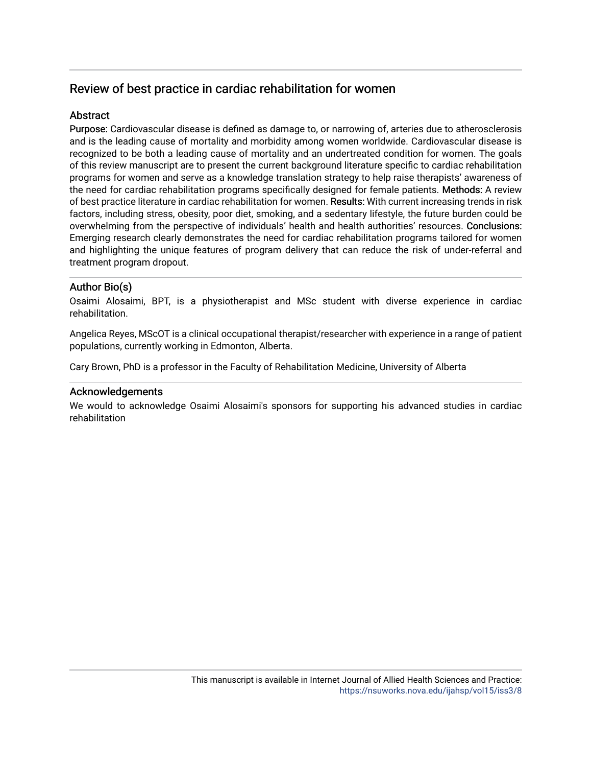# Review of best practice in cardiac rehabilitation for women

## Abstract

**Purpose:** Cardiovascular disease is defined as damage to, or narrowing of, arteries due to atherosclerosis and is the leading cause of mortality and morbidity among women worldwide. Cardiovascular disease is recognized to be both a leading cause of mortality and an undertreated condition for women. The goals of this review manuscript are to present the current background literature specific to cardiac rehabilitation programs for women and serve as a knowledge translation strategy to help raise therapists' awareness of the need for cardiac rehabilitation programs specifically designed for female patients. **Methods:** A review of best practice literature in cardiac rehabilitation for women. **Results:** With current increasing trends in risk factors, including stress, obesity, poor diet, smoking, and a sedentary lifestyle, the future burden could be overwhelming from the perspective of individuals' health and health authorities' resources. **Conclusions:** Emerging research clearly demonstrates the need for cardiac rehabilitation programs tailored for women and highlighting the unique features of program delivery that can reduce the risk of under-referral and treatment program dropout.

## Author Bio(s)

Osaimi Alosaimi, BPT, is a physiotherapist and MSc student with diverse experience in cardiac rehabilitation.

Angelica Reyes, MScOT is a clinical occupational therapist/researcher with experience in a range of patient populations, currently working in Edmonton, Alberta.

Cary Brown, PhD is a professor in the Faculty of Rehabilitation Medicine, University of Alberta

## Acknowledgements

We would to acknowledge Osaimi Alosaimi's sponsors for supporting his advanced studies in cardiac rehabilitation

This manuscript is available in Internet Journal of Allied Health Sciences and Practice: https://nsuworks.nova.edu/ijahsp/vol15/iss3/8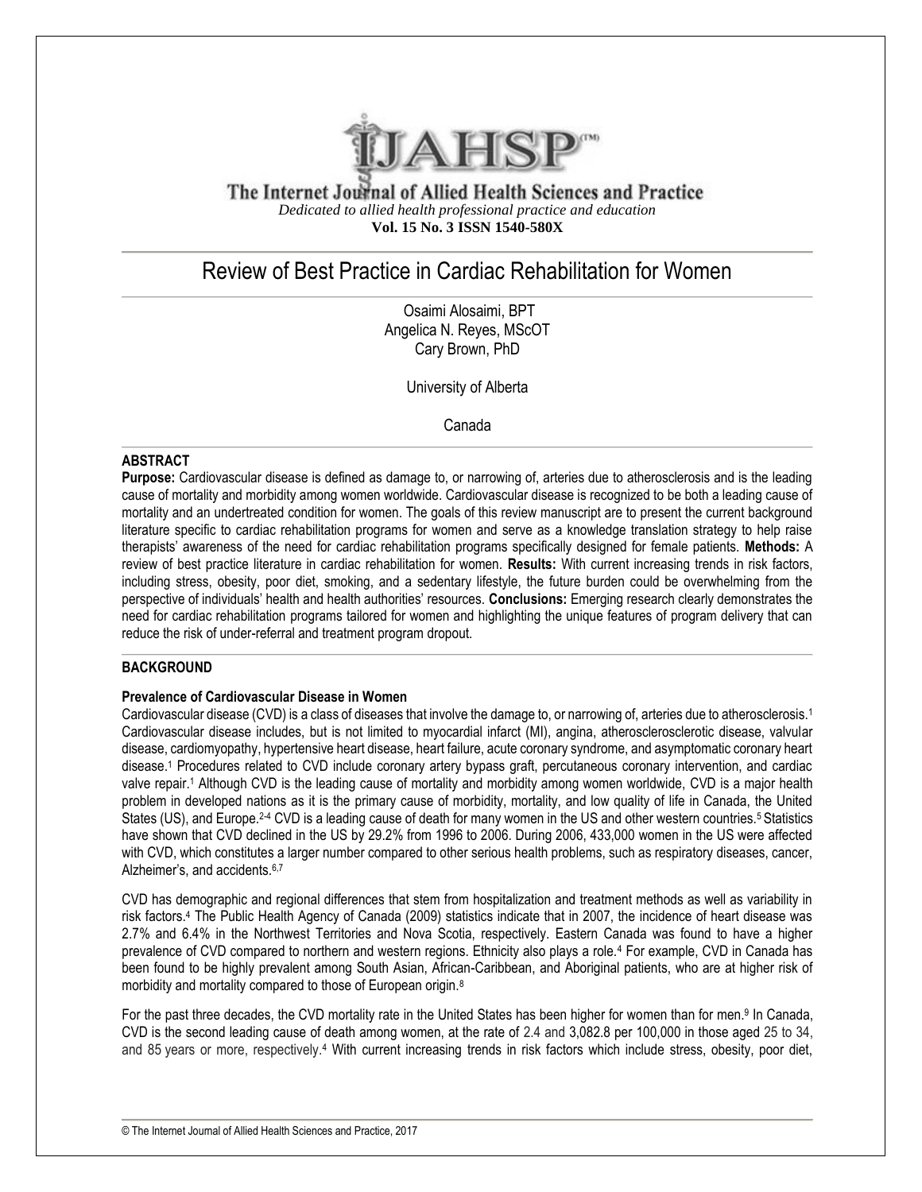The Internet Journal of Allied Health Sciences and Practice

*Dedicated to allied health professional practice and education*

**Vol. 15 No. 3 ISSN 1540-580X**

# Review of Best Practice in Cardiac Rehabilitation for Women

Osaimi Alosaimi, BPT
Angelica N. Reyes, MScOT
Cary Brown, PhD

University of Alberta

Canada

## ABSTRACT

**Purpose:** Cardiovascular disease is defined as damage to, or narrowing of, arteries due to atherosclerosis and is the leading cause of mortality and morbidity among women worldwide. Cardiovascular disease is recognized to be both a leading cause of mortality and an undertreated condition for women. The goals of this review manuscript are to present the current background literature specific to cardiac rehabilitation programs for women and serve as a knowledge translation strategy to help raise therapists' awareness of the need for cardiac rehabilitation programs specifically designed for female patients. **Methods:** A review of best practice literature in cardiac rehabilitation for women. **Results:** With current increasing trends in risk factors, including stress, obesity, poor diet, smoking, and a sedentary lifestyle, the future burden could be overwhelming from the perspective of individuals' health and health authorities' resources. **Conclusions:** Emerging research clearly demonstrates the need for cardiac rehabilitation programs tailored for women and highlighting the unique features of program delivery that can reduce the risk of under-referral and treatment program dropout.

## BACKGROUND

### Prevalence of Cardiovascular Disease in Women

Cardiovascular disease (CVD) is a class of diseases that involve the damage to, or narrowing of, arteries due to atherosclerosis.[1] Cardiovascular disease includes, but is not limited to myocardial infarct (MI), angina, atherosclerosclerotic disease, valvular disease, cardiomyopathy, hypertensive heart disease, heart failure, acute coronary syndrome, and asymptomatic coronary heart disease.[1] Procedures related to CVD include coronary artery bypass graft, percutaneous coronary intervention, and cardiac valve repair.[1] Although CVD is the leading cause of mortality and morbidity among women worldwide, CVD is a major health problem in developed nations as it is the primary cause of morbidity, mortality, and low quality of life in Canada, the United States (US), and Europe.[2-4] CVD is a leading cause of death for many women in the US and other western countries.[5] Statistics have shown that CVD declined in the US by 29.2% from 1996 to 2006. During 2006, 433,000 women in the US were affected with CVD, which constitutes a larger number compared to other serious health problems, such as respiratory diseases, cancer, Alzheimer's, and accidents.[6,7]

CVD has demographic and regional differences that stem from hospitalization and treatment methods as well as variability in risk factors.[4] The Public Health Agency of Canada (2009) statistics indicate that in 2007, the incidence of heart disease was 2.7% and 6.4% in the Northwest Territories and Nova Scotia, respectively. Eastern Canada was found to have a higher prevalence of CVD compared to northern and western regions. Ethnicity also plays a role.[4] For example, CVD in Canada has been found to be highly prevalent among South Asian, African-Caribbean, and Aboriginal patients, who are at higher risk of morbidity and mortality compared to those of European origin.[8]

For the past three decades, the CVD mortality rate in the United States has been higher for women than for men.[9] In Canada, CVD is the second leading cause of death among women, at the rate of 2.4 and 3,082.8 per 100,000 in those aged 25 to 34, and 85 years or more, respectively.[4] With current increasing trends in risk factors which include stress, obesity, poor diet,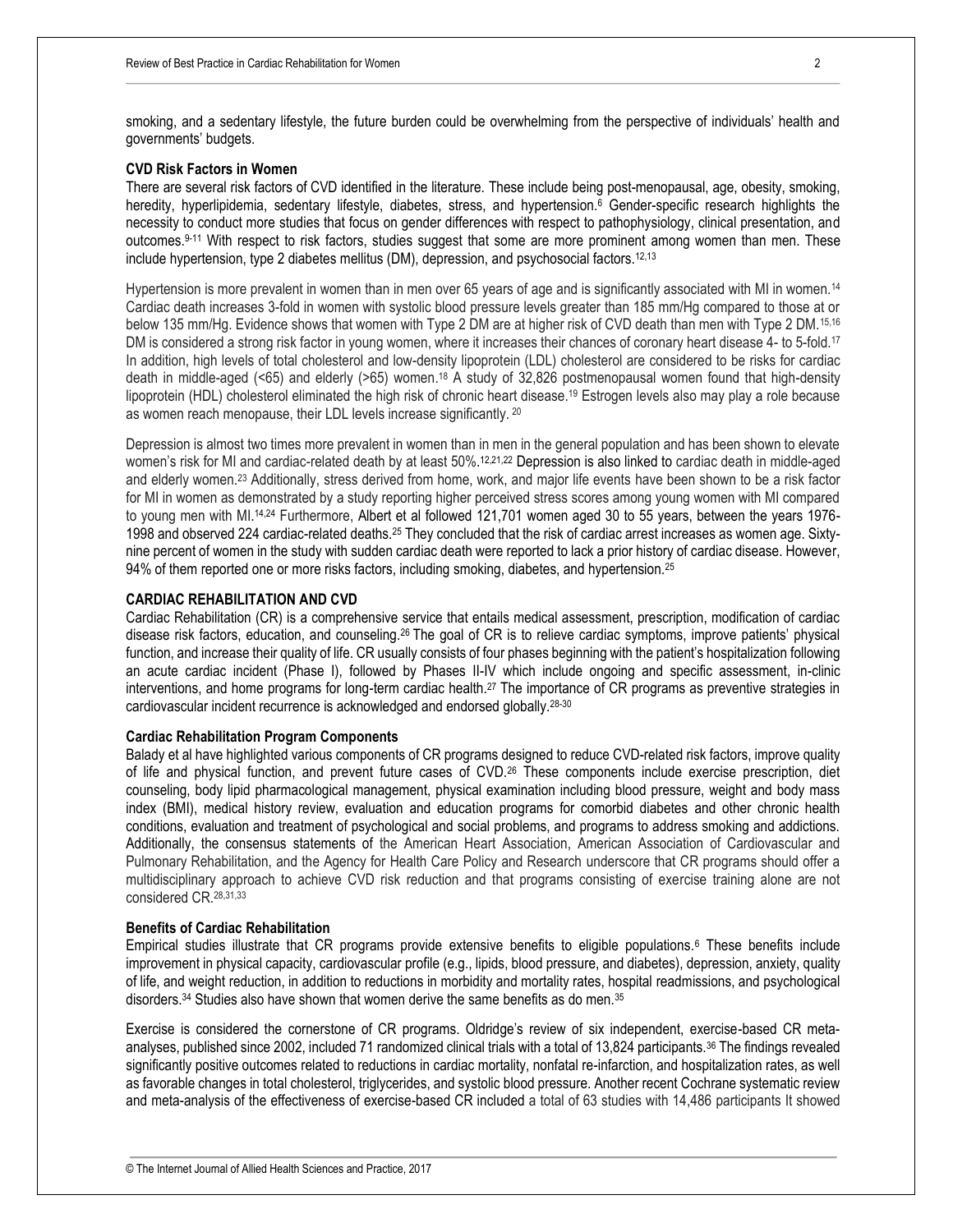smoking, and a sedentary lifestyle, the future burden could be overwhelming from the perspective of individuals' health and governments' budgets.

### CVD Risk Factors in Women

There are several risk factors of CVD identified in the literature. These include being post-menopausal, age, obesity, smoking, heredity, hyperlipidemia, sedentary lifestyle, diabetes, stress, and hypertension.[6] Gender-specific research highlights the necessity to conduct more studies that focus on gender differences with respect to pathophysiology, clinical presentation, and outcomes.[9-11] With respect to risk factors, studies suggest that some are more prominent among women than men. These include hypertension, type 2 diabetes mellitus (DM), depression, and psychosocial factors.[12,13]

Hypertension is more prevalent in women than in men over 65 years of age and is significantly associated with MI in women.[14] Cardiac death increases 3-fold in women with systolic blood pressure levels greater than 185 mm/Hg compared to those at or below 135 mm/Hg. Evidence shows that women with Type 2 DM are at higher risk of CVD death than men with Type 2 DM.[15,16] DM is considered a strong risk factor in young women, where it increases their chances of coronary heart disease 4- to 5-fold.[17] In addition, high levels of total cholesterol and low-density lipoprotein (LDL) cholesterol are considered to be risks for cardiac death in middle-aged (<65) and elderly (>65) women.[18] A study of 32,826 postmenopausal women found that high-density lipoprotein (HDL) cholesterol eliminated the high risk of chronic heart disease.[19] Estrogen levels also may play a role because as women reach menopause, their LDL levels increase significantly. [20]

Depression is almost two times more prevalent in women than in men in the general population and has been shown to elevate women's risk for MI and cardiac-related death by at least 50%.[12,21,22] Depression is also linked to cardiac death in middle-aged and elderly women.[23] Additionally, stress derived from home, work, and major life events have been shown to be a risk factor for MI in women as demonstrated by a study reporting higher perceived stress scores among young women with MI compared to young men with MI.[14,24] Furthermore, Albert et al followed 121,701 women aged 30 to 55 years, between the years 1976-1998 and observed 224 cardiac-related deaths.[25] They concluded that the risk of cardiac arrest increases as women age. Sixty-nine percent of women in the study with sudden cardiac death were reported to lack a prior history of cardiac disease. However, 94% of them reported one or more risks factors, including smoking, diabetes, and hypertension.[25]

## CARDIAC REHABILITATION AND CVD

Cardiac Rehabilitation (CR) is a comprehensive service that entails medical assessment, prescription, modification of cardiac disease risk factors, education, and counseling.[26] The goal of CR is to relieve cardiac symptoms, improve patients' physical function, and increase their quality of life. CR usually consists of four phases beginning with the patient's hospitalization following an acute cardiac incident (Phase I), followed by Phases II-IV which include ongoing and specific assessment, in-clinic interventions, and home programs for long-term cardiac health.[27] The importance of CR programs as preventive strategies in cardiovascular incident recurrence is acknowledged and endorsed globally.[28-30]

### Cardiac Rehabilitation Program Components

Balady et al have highlighted various components of CR programs designed to reduce CVD-related risk factors, improve quality of life and physical function, and prevent future cases of CVD.[26] These components include exercise prescription, diet counseling, body lipid pharmacological management, physical examination including blood pressure, weight and body mass index (BMI), medical history review, evaluation and education programs for comorbid diabetes and other chronic health conditions, evaluation and treatment of psychological and social problems, and programs to address smoking and addictions. Additionally, the consensus statements of the American Heart Association, American Association of Cardiovascular and Pulmonary Rehabilitation, and the Agency for Health Care Policy and Research underscore that CR programs should offer a multidisciplinary approach to achieve CVD risk reduction and that programs consisting of exercise training alone are not considered CR.[28,31,33]

### Benefits of Cardiac Rehabilitation

Empirical studies illustrate that CR programs provide extensive benefits to eligible populations.[6] These benefits include improvement in physical capacity, cardiovascular profile (e.g., lipids, blood pressure, and diabetes), depression, anxiety, quality of life, and weight reduction, in addition to reductions in morbidity and mortality rates, hospital readmissions, and psychological disorders.[34] Studies also have shown that women derive the same benefits as do men.[35]

Exercise is considered the cornerstone of CR programs. Oldridge's review of six independent, exercise-based CR meta-analyses, published since 2002, included 71 randomized clinical trials with a total of 13,824 participants.[36] The findings revealed significantly positive outcomes related to reductions in cardiac mortality, nonfatal re-infarction, and hospitalization rates, as well as favorable changes in total cholesterol, triglycerides, and systolic blood pressure. Another recent Cochrane systematic review and meta-analysis of the effectiveness of exercise-based CR included a total of 63 studies with 14,486 participants It showed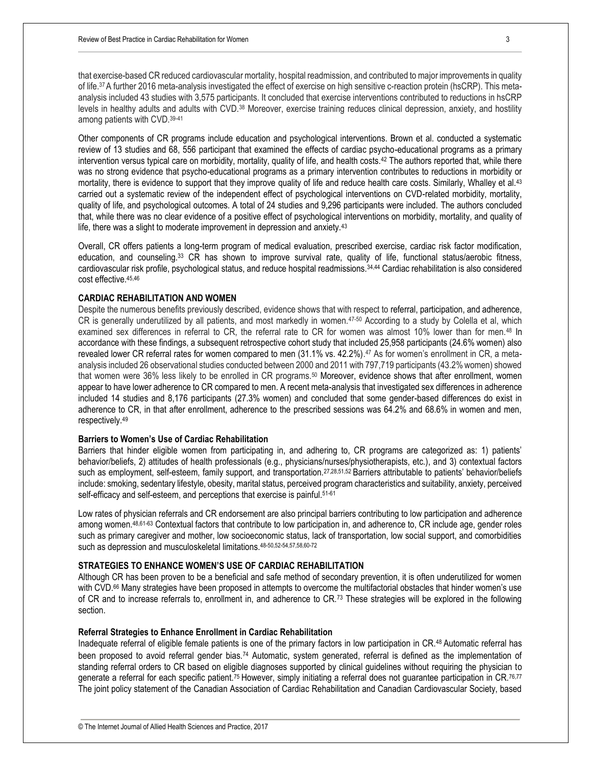that exercise-based CR reduced cardiovascular mortality, hospital readmission, and contributed to major improvements in quality of life.[37] A further 2016 meta-analysis investigated the effect of exercise on high sensitive c-reaction protein (hsCRP). This meta-analysis included 43 studies with 3,575 participants. It concluded that exercise interventions contributed to reductions in hsCRP levels in healthy adults and adults with CVD.[38] Moreover, exercise training reduces clinical depression, anxiety, and hostility among patients with CVD.[39-41]

Other components of CR programs include education and psychological interventions. Brown et al. conducted a systematic review of 13 studies and 68, 556 participant that examined the effects of cardiac psycho-educational programs as a primary intervention versus typical care on morbidity, mortality, quality of life, and health costs.[42] The authors reported that, while there was no strong evidence that psycho-educational programs as a primary intervention contributes to reductions in morbidity or mortality, there is evidence to support that they improve quality of life and reduce health care costs. Similarly, Whalley et al.[43] carried out a systematic review of the independent effect of psychological interventions on CVD-related morbidity, mortality, quality of life, and psychological outcomes. A total of 24 studies and 9,296 participants were included. The authors concluded that, while there was no clear evidence of a positive effect of psychological interventions on morbidity, mortality, and quality of life, there was a slight to moderate improvement in depression and anxiety.[43]

Overall, CR offers patients a long-term program of medical evaluation, prescribed exercise, cardiac risk factor modification, education, and counseling.[33] CR has shown to improve survival rate, quality of life, functional status/aerobic fitness, cardiovascular risk profile, psychological status, and reduce hospital readmissions.[34,44] Cardiac rehabilitation is also considered cost effective.[45,46]

## CARDIAC REHABILITATION AND WOMEN

Despite the numerous benefits previously described, evidence shows that with respect to referral, participation, and adherence, CR is generally underutilized by all patients, and most markedly in women.[47-50] According to a study by Colella et al, which examined sex differences in referral to CR, the referral rate to CR for women was almost 10% lower than for men.[48] In accordance with these findings, a subsequent retrospective cohort study that included 25,958 participants (24.6% women) also revealed lower CR referral rates for women compared to men (31.1% vs. 42.2%).[47] As for women's enrollment in CR, a meta-analysis included 26 observational studies conducted between 2000 and 2011 with 797,719 participants (43.2% women) showed that women were 36% less likely to be enrolled in CR programs.[50] Moreover, evidence shows that after enrollment, women appear to have lower adherence to CR compared to men. A recent meta-analysis that investigated sex differences in adherence included 14 studies and 8,176 participants (27.3% women) and concluded that some gender-based differences do exist in adherence to CR, in that after enrollment, adherence to the prescribed sessions was 64.2% and 68.6% in women and men, respectively.[49]

### Barriers to Women's Use of Cardiac Rehabilitation

Barriers that hinder eligible women from participating in, and adhering to, CR programs are categorized as: 1) patients' behavior/beliefs, 2) attitudes of health professionals (e.g., physicians/nurses/physiotherapists, etc.), and 3) contextual factors such as employment, self-esteem, family support, and transportation.[27,28,51,52] Barriers attributable to patients' behavior/beliefs include: smoking, sedentary lifestyle, obesity, marital status, perceived program characteristics and suitability, anxiety, perceived self-efficacy and self-esteem, and perceptions that exercise is painful.[51-61]

Low rates of physician referrals and CR endorsement are also principal barriers contributing to low participation and adherence among women.[48,61-63] Contextual factors that contribute to low participation in, and adherence to, CR include age, gender roles such as primary caregiver and mother, low socioeconomic status, lack of transportation, low social support, and comorbidities such as depression and musculoskeletal limitations.[48-50,52-54,57,58,60-72]

## STRATEGIES TO ENHANCE WOMEN'S USE OF CARDIAC REHABILITATION

Although CR has been proven to be a beneficial and safe method of secondary prevention, it is often underutilized for women with CVD.[66] Many strategies have been proposed in attempts to overcome the multifactorial obstacles that hinder women's use of CR and to increase referrals to, enrollment in, and adherence to CR.[73] These strategies will be explored in the following section.

### Referral Strategies to Enhance Enrollment in Cardiac Rehabilitation

Inadequate referral of eligible female patients is one of the primary factors in low participation in CR.[48] Automatic referral has been proposed to avoid referral gender bias.[74] Automatic, system generated, referral is defined as the implementation of standing referral orders to CR based on eligible diagnoses supported by clinical guidelines without requiring the physician to generate a referral for each specific patient.[75] However, simply initiating a referral does not guarantee participation in CR.[76,77] The joint policy statement of the Canadian Association of Cardiac Rehabilitation and Canadian Cardiovascular Society, based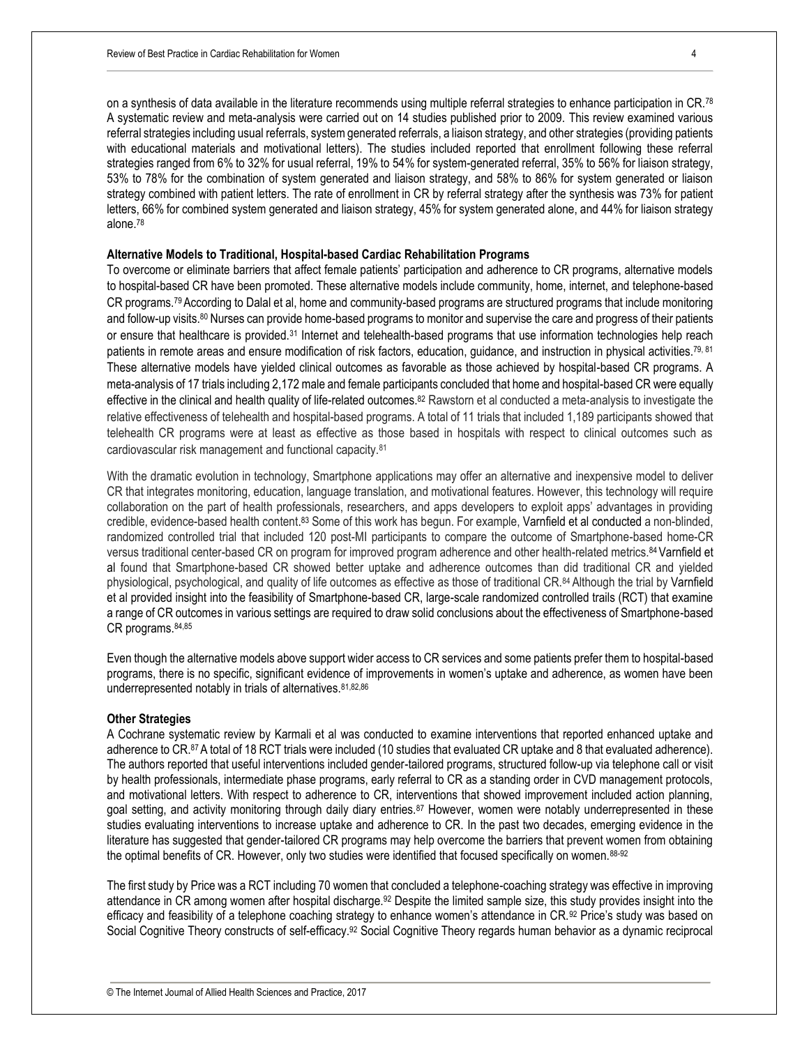on a synthesis of data available in the literature recommends using multiple referral strategies to enhance participation in CR.[78] A systematic review and meta-analysis were carried out on 14 studies published prior to 2009. This review examined various referral strategies including usual referrals, system generated referrals, a liaison strategy, and other strategies (providing patients with educational materials and motivational letters). The studies included reported that enrollment following these referral strategies ranged from 6% to 32% for usual referral, 19% to 54% for system-generated referral, 35% to 56% for liaison strategy, 53% to 78% for the combination of system generated and liaison strategy, and 58% to 86% for system generated or liaison strategy combined with patient letters. The rate of enrollment in CR by referral strategy after the synthesis was 73% for patient letters, 66% for combined system generated and liaison strategy, 45% for system generated alone, and 44% for liaison strategy alone.[78]

**Alternative Models to Traditional, Hospital-based Cardiac Rehabilitation Programs**

To overcome or eliminate barriers that affect female patients' participation and adherence to CR programs, alternative models to hospital-based CR have been promoted. These alternative models include community, home, internet, and telephone-based CR programs.[79] According to Dalal et al, home and community-based programs are structured programs that include monitoring and follow-up visits.[80] Nurses can provide home-based programs to monitor and supervise the care and progress of their patients or ensure that healthcare is provided.[31] Internet and telehealth-based programs that use information technologies help reach patients in remote areas and ensure modification of risk factors, education, guidance, and instruction in physical activities.[79, 81] These alternative models have yielded clinical outcomes as favorable as those achieved by hospital-based CR programs. A meta-analysis of 17 trials including 2,172 male and female participants concluded that home and hospital-based CR were equally effective in the clinical and health quality of life-related outcomes.[82] Rawstorn et al conducted a meta-analysis to investigate the relative effectiveness of telehealth and hospital-based programs. A total of 11 trials that included 1,189 participants showed that telehealth CR programs were at least as effective as those based in hospitals with respect to clinical outcomes such as cardiovascular risk management and functional capacity.[81]

With the dramatic evolution in technology, Smartphone applications may offer an alternative and inexpensive model to deliver CR that integrates monitoring, education, language translation, and motivational features. However, this technology will require collaboration on the part of health professionals, researchers, and apps developers to exploit apps' advantages in providing credible, evidence-based health content.[83] Some of this work has begun. For example, Varnfield et al conducted a non-blinded, randomized controlled trial that included 120 post-MI participants to compare the outcome of Smartphone-based home-CR versus traditional center-based CR on program for improved program adherence and other health-related metrics.[84] Varnfield et al found that Smartphone-based CR showed better uptake and adherence outcomes than did traditional CR and yielded physiological, psychological, and quality of life outcomes as effective as those of traditional CR.[84] Although the trial by Varnfield et al provided insight into the feasibility of Smartphone-based CR, large-scale randomized controlled trails (RCT) that examine a range of CR outcomes in various settings are required to draw solid conclusions about the effectiveness of Smartphone-based CR programs.[84,85]

Even though the alternative models above support wider access to CR services and some patients prefer them to hospital-based programs, there is no specific, significant evidence of improvements in women's uptake and adherence, as women have been underrepresented notably in trials of alternatives.[81,82,86]

**Other Strategies**

A Cochrane systematic review by Karmali et al was conducted to examine interventions that reported enhanced uptake and adherence to CR.[87] A total of 18 RCT trials were included (10 studies that evaluated CR uptake and 8 that evaluated adherence). The authors reported that useful interventions included gender-tailored programs, structured follow-up via telephone call or visit by health professionals, intermediate phase programs, early referral to CR as a standing order in CVD management protocols, and motivational letters. With respect to adherence to CR, interventions that showed improvement included action planning, goal setting, and activity monitoring through daily diary entries.[87] However, women were notably underrepresented in these studies evaluating interventions to increase uptake and adherence to CR. In the past two decades, emerging evidence in the literature has suggested that gender-tailored CR programs may help overcome the barriers that prevent women from obtaining the optimal benefits of CR. However, only two studies were identified that focused specifically on women.[88-92]

The first study by Price was a RCT including 70 women that concluded a telephone-coaching strategy was effective in improving attendance in CR among women after hospital discharge.[92] Despite the limited sample size, this study provides insight into the efficacy and feasibility of a telephone coaching strategy to enhance women's attendance in CR.[92] Price's study was based on Social Cognitive Theory constructs of self-efficacy.[92] Social Cognitive Theory regards human behavior as a dynamic reciprocal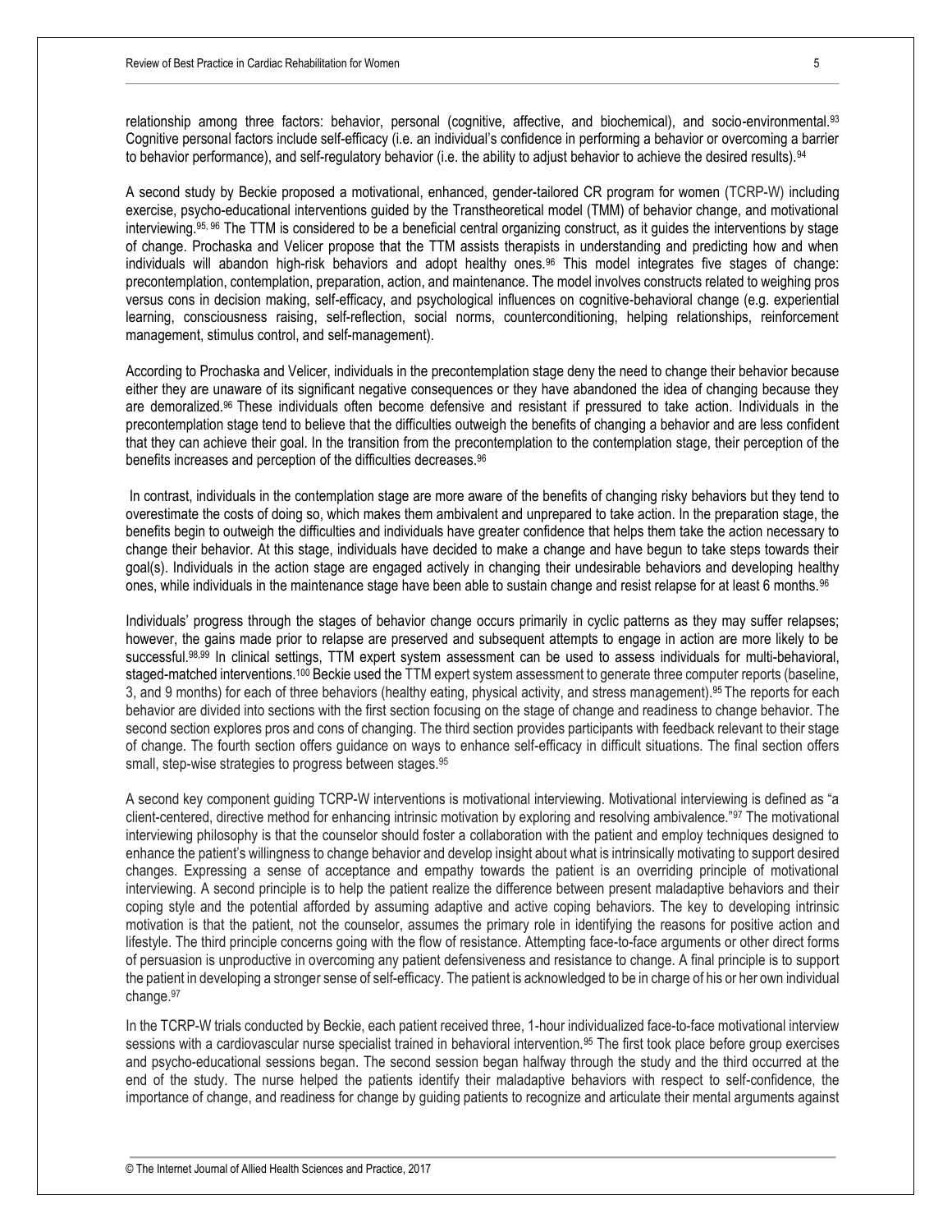relationship among three factors: behavior, personal (cognitive, affective, and biochemical), and socio-environmental.[93] Cognitive personal factors include self-efficacy (i.e. an individual's confidence in performing a behavior or overcoming a barrier to behavior performance), and self-regulatory behavior (i.e. the ability to adjust behavior to achieve the desired results).[94]

A second study by Beckie proposed a motivational, enhanced, gender-tailored CR program for women (TCRP-W) including exercise, psycho-educational interventions guided by the Transtheoretical model (TMM) of behavior change, and motivational interviewing.[95, 96] The TTM is considered to be a beneficial central organizing construct, as it guides the interventions by stage of change. Prochaska and Velicer propose that the TTM assists therapists in understanding and predicting how and when individuals will abandon high-risk behaviors and adopt healthy ones.[96] This model integrates five stages of change: precontemplation, contemplation, preparation, action, and maintenance. The model involves constructs related to weighing pros versus cons in decision making, self-efficacy, and psychological influences on cognitive-behavioral change (e.g. experiential learning, consciousness raising, self-reflection, social norms, counterconditioning, helping relationships, reinforcement management, stimulus control, and self-management).

According to Prochaska and Velicer, individuals in the precontemplation stage deny the need to change their behavior because either they are unaware of its significant negative consequences or they have abandoned the idea of changing because they are demoralized.[96] These individuals often become defensive and resistant if pressured to take action. Individuals in the precontemplation stage tend to believe that the difficulties outweigh the benefits of changing a behavior and are less confident that they can achieve their goal. In the transition from the precontemplation to the contemplation stage, their perception of the benefits increases and perception of the difficulties decreases.[96]

In contrast, individuals in the contemplation stage are more aware of the benefits of changing risky behaviors but they tend to overestimate the costs of doing so, which makes them ambivalent and unprepared to take action. In the preparation stage, the benefits begin to outweigh the difficulties and individuals have greater confidence that helps them take the action necessary to change their behavior. At this stage, individuals have decided to make a change and have begun to take steps towards their goal(s). Individuals in the action stage are engaged actively in changing their undesirable behaviors and developing healthy ones, while individuals in the maintenance stage have been able to sustain change and resist relapse for at least 6 months.[96]

Individuals' progress through the stages of behavior change occurs primarily in cyclic patterns as they may suffer relapses; however, the gains made prior to relapse are preserved and subsequent attempts to engage in action are more likely to be successful.[98,99] In clinical settings, TTM expert system assessment can be used to assess individuals for multi-behavioral, staged-matched interventions.[100] Beckie used the TTM expert system assessment to generate three computer reports (baseline, 3, and 9 months) for each of three behaviors (healthy eating, physical activity, and stress management).[95] The reports for each behavior are divided into sections with the first section focusing on the stage of change and readiness to change behavior. The second section explores pros and cons of changing. The third section provides participants with feedback relevant to their stage of change. The fourth section offers guidance on ways to enhance self-efficacy in difficult situations. The final section offers small, step-wise strategies to progress between stages.[95]

A second key component guiding TCRP-W interventions is motivational interviewing. Motivational interviewing is defined as "a client-centered, directive method for enhancing intrinsic motivation by exploring and resolving ambivalence."[97] The motivational interviewing philosophy is that the counselor should foster a collaboration with the patient and employ techniques designed to enhance the patient's willingness to change behavior and develop insight about what is intrinsically motivating to support desired changes. Expressing a sense of acceptance and empathy towards the patient is an overriding principle of motivational interviewing. A second principle is to help the patient realize the difference between present maladaptive behaviors and their coping style and the potential afforded by assuming adaptive and active coping behaviors. The key to developing intrinsic motivation is that the patient, not the counselor, assumes the primary role in identifying the reasons for positive action and lifestyle. The third principle concerns going with the flow of resistance. Attempting face-to-face arguments or other direct forms of persuasion is unproductive in overcoming any patient defensiveness and resistance to change. A final principle is to support the patient in developing a stronger sense of self-efficacy. The patient is acknowledged to be in charge of his or her own individual change.[97]

In the TCRP-W trials conducted by Beckie, each patient received three, 1-hour individualized face-to-face motivational interview sessions with a cardiovascular nurse specialist trained in behavioral intervention.[95] The first took place before group exercises and psycho-educational sessions began. The second session began halfway through the study and the third occurred at the end of the study. The nurse helped the patients identify their maladaptive behaviors with respect to self-confidence, the importance of change, and readiness for change by guiding patients to recognize and articulate their mental arguments against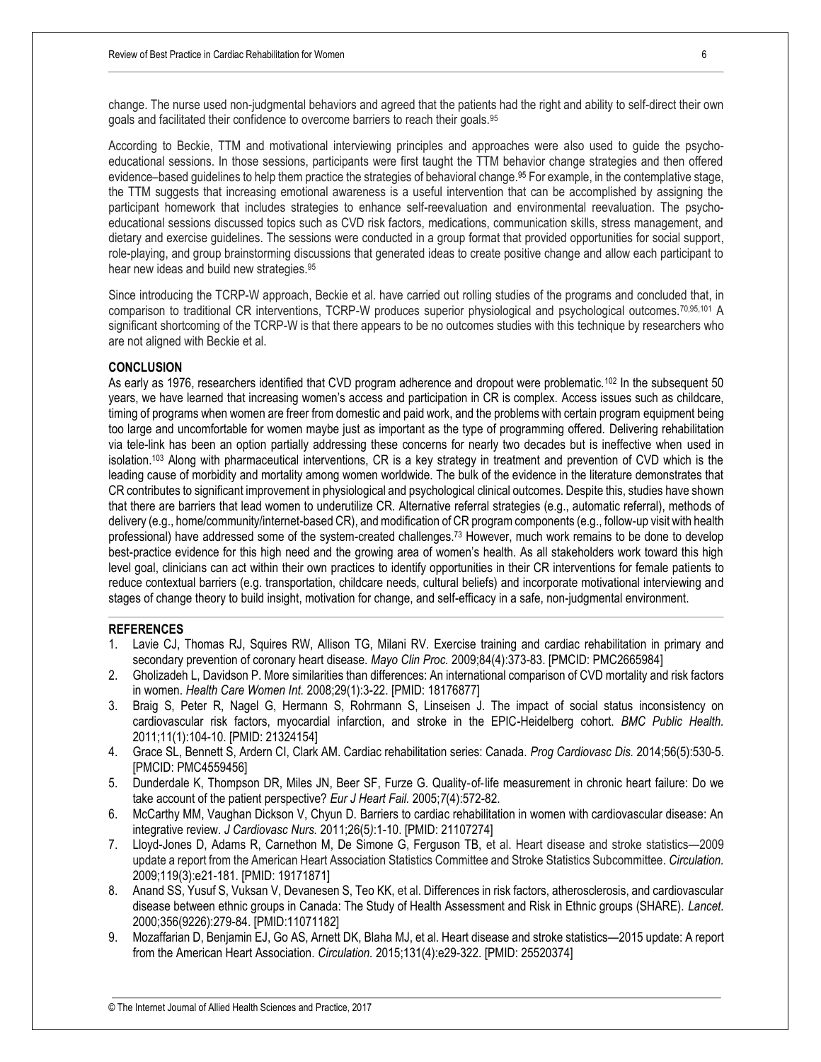change. The nurse used non-judgmental behaviors and agreed that the patients had the right and ability to self-direct their own goals and facilitated their confidence to overcome barriers to reach their goals.[95]

According to Beckie, TTM and motivational interviewing principles and approaches were also used to guide the psycho-educational sessions. In those sessions, participants were first taught the TTM behavior change strategies and then offered evidence–based guidelines to help them practice the strategies of behavioral change.[95] For example, in the contemplative stage, the TTM suggests that increasing emotional awareness is a useful intervention that can be accomplished by assigning the participant homework that includes strategies to enhance self-reevaluation and environmental reevaluation. The psycho-educational sessions discussed topics such as CVD risk factors, medications, communication skills, stress management, and dietary and exercise guidelines. The sessions were conducted in a group format that provided opportunities for social support, role-playing, and group brainstorming discussions that generated ideas to create positive change and allow each participant to hear new ideas and build new strategies.[95]

Since introducing the TCRP-W approach, Beckie et al. have carried out rolling studies of the programs and concluded that, in comparison to traditional CR interventions, TCRP-W produces superior physiological and psychological outcomes.[70,95,101] A significant shortcoming of the TCRP-W is that there appears to be no outcomes studies with this technique by researchers who are not aligned with Beckie et al.

## CONCLUSION

As early as 1976, researchers identified that CVD program adherence and dropout were problematic.[102] In the subsequent 50 years, we have learned that increasing women's access and participation in CR is complex. Access issues such as childcare, timing of programs when women are freer from domestic and paid work, and the problems with certain program equipment being too large and uncomfortable for women maybe just as important as the type of programming offered. Delivering rehabilitation via tele-link has been an option partially addressing these concerns for nearly two decades but is ineffective when used in isolation.[103] Along with pharmaceutical interventions, CR is a key strategy in treatment and prevention of CVD which is the leading cause of morbidity and mortality among women worldwide. The bulk of the evidence in the literature demonstrates that CR contributes to significant improvement in physiological and psychological clinical outcomes. Despite this, studies have shown that there are barriers that lead women to underutilize CR. Alternative referral strategies (e.g., automatic referral), methods of delivery (e.g., home/community/internet-based CR), and modification of CR program components (e.g., follow-up visit with health professional) have addressed some of the system-created challenges.[73] However, much work remains to be done to develop best-practice evidence for this high need and the growing area of women's health. As all stakeholders work toward this high level goal, clinicians can act within their own practices to identify opportunities in their CR interventions for female patients to reduce contextual barriers (e.g. transportation, childcare needs, cultural beliefs) and incorporate motivational interviewing and stages of change theory to build insight, motivation for change, and self-efficacy in a safe, non-judgmental environment.

## REFERENCES

1. Lavie CJ, Thomas RJ, Squires RW, Allison TG, Milani RV. Exercise training and cardiac rehabilitation in primary and secondary prevention of coronary heart disease. *Mayo Clin Proc.* 2009;84(4):373-83. [PMCID: PMC2665984]
2. Gholizadeh L, Davidson P. More similarities than differences: An international comparison of CVD mortality and risk factors in women. *Health Care Women Int.* 2008;29(1):3-22. [PMID: 18176877]
3. Braig S, Peter R, Nagel G, Hermann S, Rohrmann S, Linseisen J. The impact of social status inconsistency on cardiovascular risk factors, myocardial infarction, and stroke in the EPIC-Heidelberg cohort. *BMC Public Health.* 2011;11(1):104-10. [PMID: 21324154]
4. Grace SL, Bennett S, Ardern CI, Clark AM. Cardiac rehabilitation series: Canada. *Prog Cardiovasc Dis.* 2014;56(5):530-5. [PMCID: PMC4559456]
5. Dunderdale K, Thompson DR, Miles JN, Beer SF, Furze G. Quality-of-life measurement in chronic heart failure: Do we take account of the patient perspective? *Eur J Heart Fail.* 2005;7(4):572-82.
6. McCarthy MM, Vaughan Dickson V, Chyun D. Barriers to cardiac rehabilitation in women with cardiovascular disease: An integrative review. *J Cardiovasc Nurs.* 2011;26(5):1-10. [PMID: 21107274]
7. Lloyd-Jones D, Adams R, Carnethon M, De Simone G, Ferguson TB, et al. Heart disease and stroke statistics—2009 update a report from the American Heart Association Statistics Committee and Stroke Statistics Subcommittee. *Circulation.* 2009;119(3):e21-181. [PMID: 19171871]
8. Anand SS, Yusuf S, Vuksan V, Devanesen S, Teo KK, et al. Differences in risk factors, atherosclerosis, and cardiovascular disease between ethnic groups in Canada: The Study of Health Assessment and Risk in Ethnic groups (SHARE). *Lancet.* 2000;356(9226):279-84. [PMID:11071182]
9. Mozaffarian D, Benjamin EJ, Go AS, Arnett DK, Blaha MJ, et al. Heart disease and stroke statistics—2015 update: A report from the American Heart Association. *Circulation.* 2015;131(4):e29-322. [PMID: 25520374]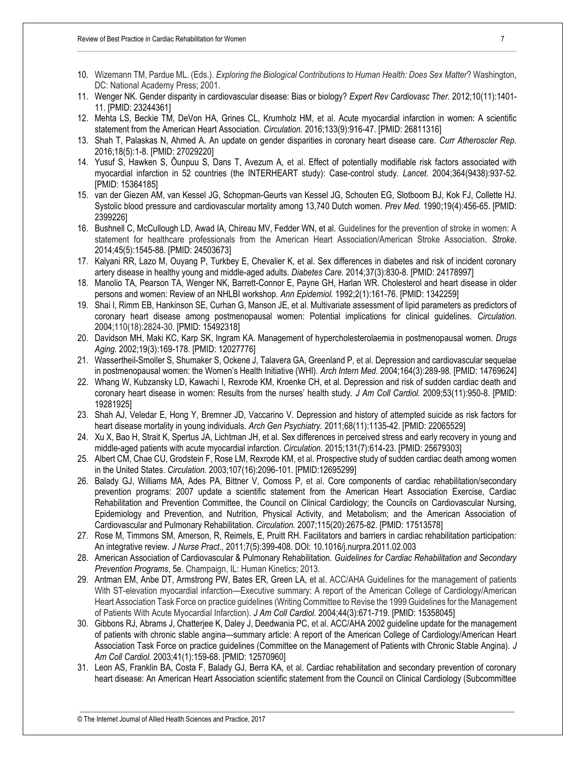10. Wizemann TM, Pardue ML. (Eds.). *Exploring the Biological Contributions to Human Health: Does Sex Matter*? Washington, DC: National Academy Press; 2001.
11. Wenger NK. Gender disparity in cardiovascular disease: Bias or biology? *Expert Rev Cardiovasc Ther.* 2012;10(11):1401-11. [PMID: 23244361]
12. Mehta LS, Beckie TM, DeVon HA, Grines CL, Krumholz HM, et al. Acute myocardial infarction in women: A scientific statement from the American Heart Association. *Circulation.* 2016;133(9):916-47. [PMID: 26811316]
13. Shah T, Palaskas N, Ahmed A. An update on gender disparities in coronary heart disease care. *Curr Atheroscler Rep.* 2016;18(5):1-8. [PMID: 27029220]
14. Yusuf S, Hawken S, Ôunpuu S, Dans T, Avezum A, et al. Effect of potentially modifiable risk factors associated with myocardial infarction in 52 countries (the INTERHEART study): Case-control study. *Lancet.* 2004;364(9438):937-52. [PMID: 15364185]
15. van der Giezen AM, van Kessel JG, Schopman-Geurts van Kessel JG, Schouten EG, Slotboom BJ, Kok FJ, Collette HJ. Systolic blood pressure and cardiovascular mortality among 13,740 Dutch women. *Prev Med.* 1990;19(4):456-65. [PMID: 2399226]
16. Bushnell C, McCullough LD, Awad IA, Chireau MV, Fedder WN, et al. Guidelines for the prevention of stroke in women: A statement for healthcare professionals from the American Heart Association/American Stroke Association. *Stroke*. 2014;45(5):1545-88. [PMID: 24503673]
17. Kalyani RR, Lazo M, Ouyang P, Turkbey E, Chevalier K, et al. Sex differences in diabetes and risk of incident coronary artery disease in healthy young and middle-aged adults. *Diabetes Care.* 2014;37(3):830-8. [PMID: 24178997]
18. Manolio TA, Pearson TA, Wenger NK, Barrett-Connor E, Payne GH, Harlan WR. Cholesterol and heart disease in older persons and women: Review of an NHLBI workshop. *Ann Epidemiol.* 1992;2(1):161-76. [PMID: 1342259]
19. Shai I, Rimm EB, Hankinson SE, Curhan G, Manson JE, et al. Multivariate assessment of lipid parameters as predictors of coronary heart disease among postmenopausal women: Potential implications for clinical guidelines. *Circulation.* 2004;110(18):2824-30. [PMID: 15492318]
20. Davidson MH, Maki KC, Karp SK, Ingram KA. Management of hypercholesterolaemia in postmenopausal women. *Drugs Aging*. 2002;19(3):169-178. [PMID: 12027776]
21. Wassertheil-Smoller S, Shumaker S, Ockene J, Talavera GA, Greenland P, et al. Depression and cardiovascular sequelae in postmenopausal women: the Women's Health Initiative (WHI). *Arch Intern Med*. 2004;164(3):289-98. [PMID: 14769624]
22. Whang W, Kubzansky LD, Kawachi I, Rexrode KM, Kroenke CH, et al. Depression and risk of sudden cardiac death and coronary heart disease in women: Results from the nurses' health study. *J Am Coll Cardiol.* 2009;53(11):950-8. [PMID: 19281925]
23. Shah AJ, Veledar E, Hong Y, Bremner JD, Vaccarino V. Depression and history of attempted suicide as risk factors for heart disease mortality in young individuals. *Arch Gen Psychiatry.* 2011;68(11):1135-42. [PMID: 22065529]
24. Xu X, Bao H, Strait K, Spertus JA, Lichtman JH, et al. Sex differences in perceived stress and early recovery in young and middle-aged patients with acute myocardial infarction. *Circulation.* 2015;131(7):614-23. [PMID: 25679303]
25. Albert CM, Chae CU, Grodstein F, Rose LM, Rexrode KM, et al. Prospective study of sudden cardiac death among women in the United States. *Circulation.* 2003;107(16):2096-101. [PMID:12695299]
26. Balady GJ, Williams MA, Ades PA, Bittner V, Comoss P, et al. Core components of cardiac rehabilitation/secondary prevention programs: 2007 update a scientific statement from the American Heart Association Exercise, Cardiac Rehabilitation and Prevention Committee, the Council on Clinical Cardiology; the Councils on Cardiovascular Nursing, Epidemiology and Prevention, and Nutrition, Physical Activity, and Metabolism; and the American Association of Cardiovascular and Pulmonary Rehabilitation. *Circulation.* 2007;115(20):2675-82. [PMID: 17513578]
27. Rose M, Timmons SM, Amerson, R, Reimels, E, Pruitt RH. Facilitators and barriers in cardiac rehabilitation participation: An integrative review. *J Nurse Pract.,* 2011;7(5):399-408. DOI: 10.1016/j.nurpra.2011.02.003
28. American Association of Cardiovascular & Pulmonary Rehabilitation. *Guidelines for Cardiac Rehabilitation and Secondary Prevention Programs*, 5e. Champaign, IL: Human Kinetics; 2013.
29. Antman EM, Anbe DT, Armstrong PW, Bates ER, Green LA, et al. ACC/AHA Guidelines for the management of patients With ST-elevation myocardial infarction—Executive summary: A report of the American College of Cardiology/American Heart Association Task Force on practice guidelines (Writing Committee to Revise the 1999 Guidelines for the Management of Patients With Acute Myocardial Infarction). *J Am Coll Cardiol.* 2004;44(3):671-719. [PMID: 15358045]
30. Gibbons RJ, Abrams J, Chatterjee K, Daley J, Deedwania PC, et al. ACC/AHA 2002 guideline update for the management of patients with chronic stable angina—summary article: A report of the American College of Cardiology/American Heart Association Task Force on practice guidelines (Committee on the Management of Patients with Chronic Stable Angina). *J Am Coll Cardiol.* 2003;41(1):159-68. [PMID: 12570960]
31. Leon AS, Franklin BA, Costa F, Balady GJ, Berra KA, et al. Cardiac rehabilitation and secondary prevention of coronary heart disease: An American Heart Association scientific statement from the Council on Clinical Cardiology (Subcommittee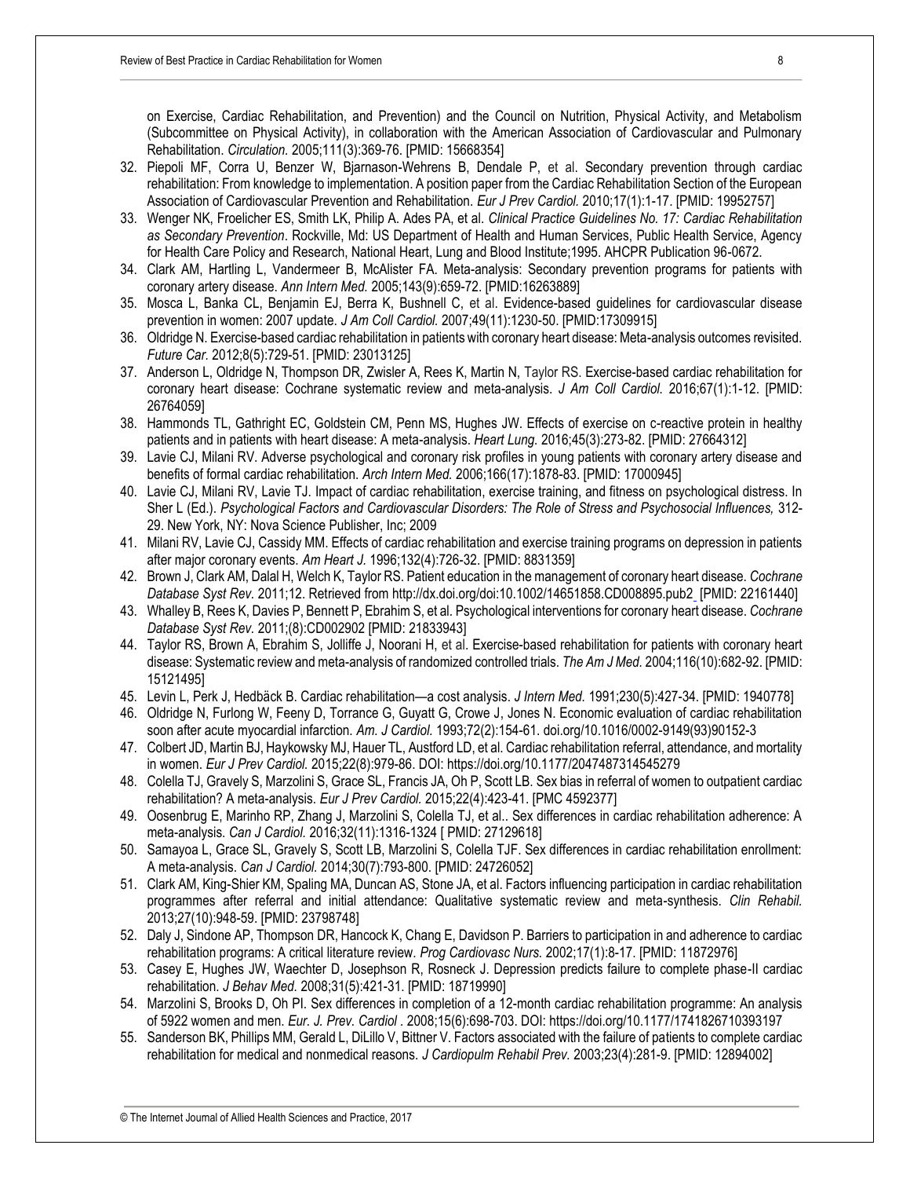on Exercise, Cardiac Rehabilitation, and Prevention) and the Council on Nutrition, Physical Activity, and Metabolism (Subcommittee on Physical Activity), in collaboration with the American Association of Cardiovascular and Pulmonary Rehabilitation. *Circulation.* 2005;111(3):369-76. [PMID: 15668354]

32. Piepoli MF, Corra U, Benzer W, Bjarnason-Wehrens B, Dendale P, et al. Secondary prevention through cardiac rehabilitation: From knowledge to implementation. A position paper from the Cardiac Rehabilitation Section of the European Association of Cardiovascular Prevention and Rehabilitation. *Eur J Prev Cardiol.* 2010;17(1):1-17. [PMID: 19952757]
33. Wenger NK, Froelicher ES, Smith LK, Philip A. Ades PA, et al. *Clinical Practice Guidelines No. 17: Cardiac Rehabilitation as Secondary Prevention*. Rockville, Md: US Department of Health and Human Services, Public Health Service, Agency for Health Care Policy and Research, National Heart, Lung and Blood Institute;1995. AHCPR Publication 96-0672.
34. Clark AM, Hartling L, Vandermeer B, McAlister FA. Meta-analysis: Secondary prevention programs for patients with coronary artery disease. *Ann Intern Med.* 2005;143(9):659-72. [PMID:16263889]
35. Mosca L, Banka CL, Benjamin EJ, Berra K, Bushnell C, et al. Evidence-based guidelines for cardiovascular disease prevention in women: 2007 update. *J Am Coll Cardiol.* 2007;49(11):1230-50. [PMID:17309915]
36. Oldridge N. Exercise-based cardiac rehabilitation in patients with coronary heart disease: Meta-analysis outcomes revisited. *Future Car.* 2012;8(5):729-51. [PMID: 23013125]
37. Anderson L, Oldridge N, Thompson DR, Zwisler A, Rees K, Martin N, Taylor RS. Exercise-based cardiac rehabilitation for coronary heart disease: Cochrane systematic review and meta-analysis. *J Am Coll Cardiol.* 2016;67(1):1-12. [PMID: 26764059]
38. Hammonds TL, Gathright EC, Goldstein CM, Penn MS, Hughes JW. Effects of exercise on c-reactive protein in healthy patients and in patients with heart disease: A meta-analysis. *Heart Lung.* 2016;45(3):273-82. [PMID: 27664312]
39. Lavie CJ, Milani RV. Adverse psychological and coronary risk profiles in young patients with coronary artery disease and benefits of formal cardiac rehabilitation. *Arch Intern Med.* 2006;166(17):1878-83. [PMID: 17000945]
40. Lavie CJ, Milani RV, Lavie TJ. Impact of cardiac rehabilitation, exercise training, and fitness on psychological distress. In Sher L (Ed.). *Psychological Factors and Cardiovascular Disorders: The Role of Stress and Psychosocial Influences,* 312-29. New York, NY: Nova Science Publisher, Inc; 2009
41. Milani RV, Lavie CJ, Cassidy MM. Effects of cardiac rehabilitation and exercise training programs on depression in patients after major coronary events. *Am Heart J.* 1996;132(4):726-32. [PMID: 8831359]
42. Brown J, Clark AM, Dalal H, Welch K, Taylor RS. Patient education in the management of coronary heart disease. *Cochrane Database Syst Rev.* 2011;12. Retrieved from http://dx.doi.org/doi:10.1002/14651858.CD008895.pub2 [PMID: 22161440]
43. Whalley B, Rees K, Davies P, Bennett P, Ebrahim S, et al. Psychological interventions for coronary heart disease. *Cochrane Database Syst Rev.* 2011;(8):CD002902 [PMID: 21833943]
44. Taylor RS, Brown A, Ebrahim S, Jolliffe J, Noorani H, et al. Exercise-based rehabilitation for patients with coronary heart disease: Systematic review and meta-analysis of randomized controlled trials. *The Am J Med.* 2004;116(10):682-92. [PMID: 15121495]
45. Levin L, Perk J, Hedbäck B. Cardiac rehabilitation—a cost analysis. *J Intern Med.* 1991;230(5):427-34. [PMID: 1940778]
46. Oldridge N, Furlong W, Feeny D, Torrance G, Guyatt G, Crowe J, Jones N. Economic evaluation of cardiac rehabilitation soon after acute myocardial infarction. *Am. J Cardiol.* 1993;72(2):154-61. doi.org/10.1016/0002-9149(93)90152-3
47. Colbert JD, Martin BJ, Haykowsky MJ, Hauer TL, Austford LD, et al. Cardiac rehabilitation referral, attendance, and mortality in women. *Eur J Prev Cardiol.* 2015;22(8):979-86. DOI: https://doi.org/10.1177/2047487314545279
48. Colella TJ, Gravely S, Marzolini S, Grace SL, Francis JA, Oh P, Scott LB. Sex bias in referral of women to outpatient cardiac rehabilitation? A meta-analysis. *Eur J Prev Cardiol.* 2015;22(4):423-41. [PMC 4592377]
49. Oosenbrug E, Marinho RP, Zhang J, Marzolini S, Colella TJ, et al.. Sex differences in cardiac rehabilitation adherence: A meta-analysis. *Can J Cardiol.* 2016;32(11):1316-1324 [ PMID: 27129618]
50. Samayoa L, Grace SL, Gravely S, Scott LB, Marzolini S, Colella TJF. Sex differences in cardiac rehabilitation enrollment: A meta-analysis. *Can J Cardiol.* 2014;30(7):793-800. [PMID: 24726052]
51. Clark AM, King-Shier KM, Spaling MA, Duncan AS, Stone JA, et al. Factors influencing participation in cardiac rehabilitation programmes after referral and initial attendance: Qualitative systematic review and meta-synthesis. *Clin Rehabil.* 2013;27(10):948-59. [PMID: 23798748]
52. Daly J, Sindone AP, Thompson DR, Hancock K, Chang E, Davidson P. Barriers to participation in and adherence to cardiac rehabilitation programs: A critical literature review. *Prog Cardiovasc Nurs.* 2002;17(1):8-17. [PMID: 11872976]
53. Casey E, Hughes JW, Waechter D, Josephson R, Rosneck J. Depression predicts failure to complete phase-II cardiac rehabilitation. *J Behav Med.* 2008;31(5):421-31. [PMID: 18719990]
54. Marzolini S, Brooks D, Oh PI. Sex differences in completion of a 12-month cardiac rehabilitation programme: An analysis of 5922 women and men. *Eur. J. Prev. Cardiol .* 2008;15(6):698-703. DOI: https://doi.org/10.1177/1741826710393197
55. Sanderson BK, Phillips MM, Gerald L, DiLillo V, Bittner V. Factors associated with the failure of patients to complete cardiac rehabilitation for medical and nonmedical reasons. *J Cardiopulm Rehabil Prev.* 2003;23(4):281-9. [PMID: 12894002]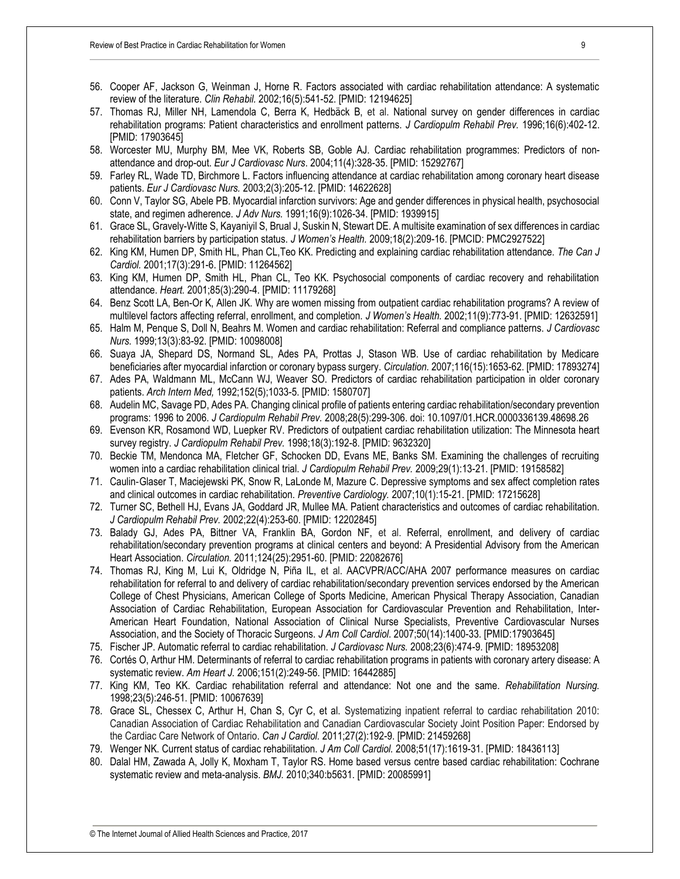56. Cooper AF, Jackson G, Weinman J, Horne R. Factors associated with cardiac rehabilitation attendance: A systematic review of the literature. *Clin Rehabil.* 2002;16(5):541-52. [PMID: 12194625]
57. Thomas RJ, Miller NH, Lamendola C, Berra K, Hedbäck B, et al. National survey on gender differences in cardiac rehabilitation programs: Patient characteristics and enrollment patterns. *J Cardiopulm Rehabil Prev.* 1996;16(6):402-12. [PMID: 17903645]
58. Worcester MU, Murphy BM, Mee VK, Roberts SB, Goble AJ. Cardiac rehabilitation programmes: Predictors of non-attendance and drop-out. *Eur J Cardiovasc Nurs*. 2004;11(4):328-35. [PMID: 15292767]
59. Farley RL, Wade TD, Birchmore L. Factors influencing attendance at cardiac rehabilitation among coronary heart disease patients. *Eur J Cardiovasc Nurs.* 2003;2(3):205-12. [PMID: 14622628]
60. Conn V, Taylor SG, Abele PB. Myocardial infarction survivors: Age and gender differences in physical health, psychosocial state, and regimen adherence. *J Adv Nurs.* 1991;16(9):1026-34. [PMID: 1939915]
61. Grace SL, Gravely-Witte S, Kayaniyil S, Brual J, Suskin N, Stewart DE. A multisite examination of sex differences in cardiac rehabilitation barriers by participation status. *J Women's Health.* 2009;18(2):209-16. [PMCID: PMC2927522]
62. King KM, Humen DP, Smith HL, Phan CL,Teo KK. Predicting and explaining cardiac rehabilitation attendance. *The Can J Cardiol.* 2001;17(3):291-6. [PMID: 11264562]
63. King KM, Humen DP, Smith HL, Phan CL, Teo KK. Psychosocial components of cardiac recovery and rehabilitation attendance. *Heart.* 2001;85(3):290-4. [PMID: 11179268]
64. Benz Scott LA, Ben-Or K, Allen JK. Why are women missing from outpatient cardiac rehabilitation programs? A review of multilevel factors affecting referral, enrollment, and completion. *J Women's Health.* 2002;11(9):773-91. [PMID: 12632591]
65. Halm M, Penque S, Doll N, Beahrs M. Women and cardiac rehabilitation: Referral and compliance patterns. *J Cardiovasc Nurs.* 1999;13(3):83-92. [PMID: 10098008]
66. Suaya JA, Shepard DS, Normand SL, Ades PA, Prottas J, Stason WB. Use of cardiac rehabilitation by Medicare beneficiaries after myocardial infarction or coronary bypass surgery. *Circulation.* 2007;116(15):1653-62. [PMID: 17893274]
67. Ades PA, Waldmann ML, McCann WJ, Weaver SO. Predictors of cardiac rehabilitation participation in older coronary patients. *Arch Intern Med,* 1992;152(5);1033-5. [PMID: 1580707]
68. Audelin MC, Savage PD, Ades PA. Changing clinical profile of patients entering cardiac rehabilitation/secondary prevention programs: 1996 to 2006. *J Cardiopulm Rehabil Prev.* 2008;28(5):299-306. doi: 10.1097/01.HCR.0000336139.48698.26
69. Evenson KR, Rosamond WD, Luepker RV. Predictors of outpatient cardiac rehabilitation utilization: The Minnesota heart survey registry. *J Cardiopulm Rehabil Prev.* 1998;18(3):192-8. [PMID: 9632320]
70. Beckie TM, Mendonca MA, Fletcher GF, Schocken DD, Evans ME, Banks SM. Examining the challenges of recruiting women into a cardiac rehabilitation clinical trial. *J Cardiopulm Rehabil Prev.* 2009;29(1):13-21. [PMID: 19158582]
71. Caulin-Glaser T, Maciejewski PK, Snow R, LaLonde M, Mazure C. Depressive symptoms and sex affect completion rates and clinical outcomes in cardiac rehabilitation. *Preventive Cardiology.* 2007;10(1):15-21. [PMID: 17215628]
72. Turner SC, Bethell HJ, Evans JA, Goddard JR, Mullee MA. Patient characteristics and outcomes of cardiac rehabilitation. *J Cardiopulm Rehabil Prev.* 2002;22(4):253-60. [PMID: 12202845]
73. Balady GJ, Ades PA, Bittner VA, Franklin BA, Gordon NF, et al. Referral, enrollment, and delivery of cardiac rehabilitation/secondary prevention programs at clinical centers and beyond: A Presidential Advisory from the American Heart Association. *Circulation.* 2011;124(25):2951-60. [PMID: 22082676]
74. Thomas RJ, King M, Lui K, Oldridge N, Piña IL, et al. AACVPR/ACC/AHA 2007 performance measures on cardiac rehabilitation for referral to and delivery of cardiac rehabilitation/secondary prevention services endorsed by the American College of Chest Physicians, American College of Sports Medicine, American Physical Therapy Association, Canadian Association of Cardiac Rehabilitation, European Association for Cardiovascular Prevention and Rehabilitation, Inter-American Heart Foundation, National Association of Clinical Nurse Specialists, Preventive Cardiovascular Nurses Association, and the Society of Thoracic Surgeons. *J Am Coll Cardiol*. 2007;50(14):1400-33. [PMID:17903645]
75. Fischer JP. Automatic referral to cardiac rehabilitation. *J Cardiovasc Nurs.* 2008;23(6):474-9. [PMID: 18953208]
76. Cortés O, Arthur HM. Determinants of referral to cardiac rehabilitation programs in patients with coronary artery disease: A systematic review. *Am Heart J.* 2006;151(2):249-56. [PMID: 16442885]
77. King KM, Teo KK. Cardiac rehabilitation referral and attendance: Not one and the same. *Rehabilitation Nursing.* 1998;23(5):246-51. [PMID: 10067639]
78. Grace SL, Chessex C, Arthur H, Chan S, Cyr C, et al. Systematizing inpatient referral to cardiac rehabilitation 2010: Canadian Association of Cardiac Rehabilitation and Canadian Cardiovascular Society Joint Position Paper: Endorsed by the Cardiac Care Network of Ontario. *Can J Cardiol.* 2011;27(2):192-9. [PMID: 21459268]
79. Wenger NK. Current status of cardiac rehabilitation. *J Am Coll Cardiol.* 2008;51(17):1619-31. [PMID: 18436113]
80. Dalal HM, Zawada A, Jolly K, Moxham T, Taylor RS. Home based versus centre based cardiac rehabilitation: Cochrane systematic review and meta-analysis. *BMJ.* 2010;340:b5631. [PMID: 20085991]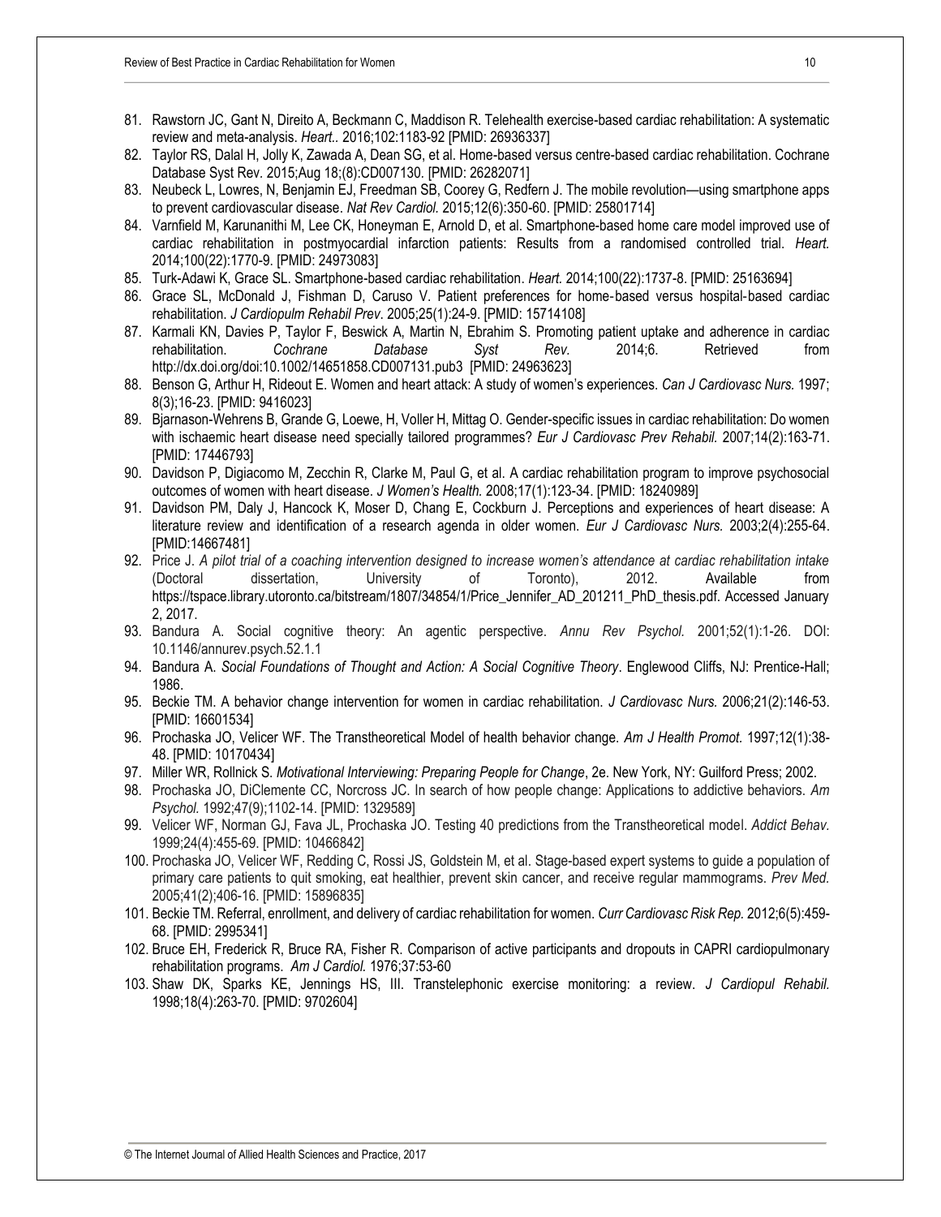81. Rawstorn JC, Gant N, Direito A, Beckmann C, Maddison R. Telehealth exercise-based cardiac rehabilitation: A systematic review and meta-analysis. *Heart.*. 2016;102:1183-92 [PMID: 26936337]
82. Taylor RS, Dalal H, Jolly K, Zawada A, Dean SG, et al. Home-based versus centre-based cardiac rehabilitation. Cochrane Database Syst Rev. 2015;Aug 18;(8):CD007130. [PMID: 26282071]
83. Neubeck L, Lowres, N, Benjamin EJ, Freedman SB, Coorey G, Redfern J. The mobile revolution—using smartphone apps to prevent cardiovascular disease. *Nat Rev Cardiol.* 2015;12(6):350-60. [PMID: 25801714]
84. Varnfield M, Karunanithi M, Lee CK, Honeyman E, Arnold D, et al. Smartphone-based home care model improved use of cardiac rehabilitation in postmyocardial infarction patients: Results from a randomised controlled trial. *Heart.* 2014;100(22):1770-9. [PMID: 24973083]
85. Turk-Adawi K, Grace SL. Smartphone-based cardiac rehabilitation. *Heart.* 2014;100(22):1737-8. [PMID: 25163694]
86. Grace SL, McDonald J, Fishman D, Caruso V. Patient preferences for home-based versus hospital-based cardiac rehabilitation. *J Cardiopulm Rehabil Prev*. 2005;25(1):24-9. [PMID: 15714108]
87. Karmali KN, Davies P, Taylor F, Beswick A, Martin N, Ebrahim S. Promoting patient uptake and adherence in cardiac rehabilitation. *Cochrane Database Syst Rev.* 2014;6. Retrieved from http://dx.doi.org/doi:10.1002/14651858.CD007131.pub3 [PMID: 24963623]
88. Benson G, Arthur H, Rideout E. Women and heart attack: A study of women's experiences. *Can J Cardiovasc Nurs.* 1997; 8(3);16-23. [PMID: 9416023]
89. Bjarnason-Wehrens B, Grande G, Loewe, H, Voller H, Mittag O. Gender-specific issues in cardiac rehabilitation: Do women with ischaemic heart disease need specially tailored programmes? *Eur J Cardiovasc Prev Rehabil.* 2007;14(2):163-71. [PMID: 17446793]
90. Davidson P, Digiacomo M, Zecchin R, Clarke M, Paul G, et al. A cardiac rehabilitation program to improve psychosocial outcomes of women with heart disease. *J Women's Health.* 2008;17(1):123-34. [PMID: 18240989]
91. Davidson PM, Daly J, Hancock K, Moser D, Chang E, Cockburn J. Perceptions and experiences of heart disease: A literature review and identification of a research agenda in older women. *Eur J Cardiovasc Nurs.* 2003;2(4):255-64. [PMID:14667481]
92. Price J. *A pilot trial of a coaching intervention designed to increase women's attendance at cardiac rehabilitation intake* (Doctoral dissertation, University of Toronto), 2012. Available from https://tspace.library.utoronto.ca/bitstream/1807/34854/1/Price_Jennifer_AD_201211_PhD_thesis.pdf. Accessed January 2, 2017.
93. Bandura A. Social cognitive theory: An agentic perspective. *Annu Rev Psychol.* 2001;52(1):1-26. DOI: 10.1146/annurev.psych.52.1.1
94. Bandura A. *Social Foundations of Thought and Action: A Social Cognitive Theory*. Englewood Cliffs, NJ: Prentice-Hall; 1986.
95. Beckie TM. A behavior change intervention for women in cardiac rehabilitation. *J Cardiovasc Nurs.* 2006;21(2):146-53. [PMID: 16601534]
96. Prochaska JO, Velicer WF. The Transtheoretical Model of health behavior change. *Am J Health Promot.* 1997;12(1):38-48. [PMID: 10170434]
97. Miller WR, Rollnick S. *Motivational Interviewing: Preparing People for Change*, 2e. New York, NY: Guilford Press; 2002.
98. Prochaska JO, DiClemente CC, Norcross JC. In search of how people change: Applications to addictive behaviors. *Am Psychol.* 1992;47(9);1102-14. [PMID: 1329589]
99. Velicer WF, Norman GJ, Fava JL, Prochaska JO. Testing 40 predictions from the Transtheoretical model. *Addict Behav.* 1999;24(4):455-69. [PMID: 10466842]
100. Prochaska JO, Velicer WF, Redding C, Rossi JS, Goldstein M, et al. Stage-based expert systems to guide a population of primary care patients to quit smoking, eat healthier, prevent skin cancer, and receive regular mammograms. *Prev Med.* 2005;41(2);406-16. [PMID: 15896835]
101. Beckie TM. Referral, enrollment, and delivery of cardiac rehabilitation for women. *Curr Cardiovasc Risk Rep.* 2012;6(5):459-68. [PMID: 2995341]
102. Bruce EH, Frederick R, Bruce RA, Fisher R. Comparison of active participants and dropouts in CAPRI cardiopulmonary rehabilitation programs. *Am J Cardiol.* 1976;37:53-60
103. Shaw DK, Sparks KE, Jennings HS, III. Transtelephonic exercise monitoring: a review. *J Cardiopul Rehabil.* 1998;18(4):263-70. [PMID: 9702604]